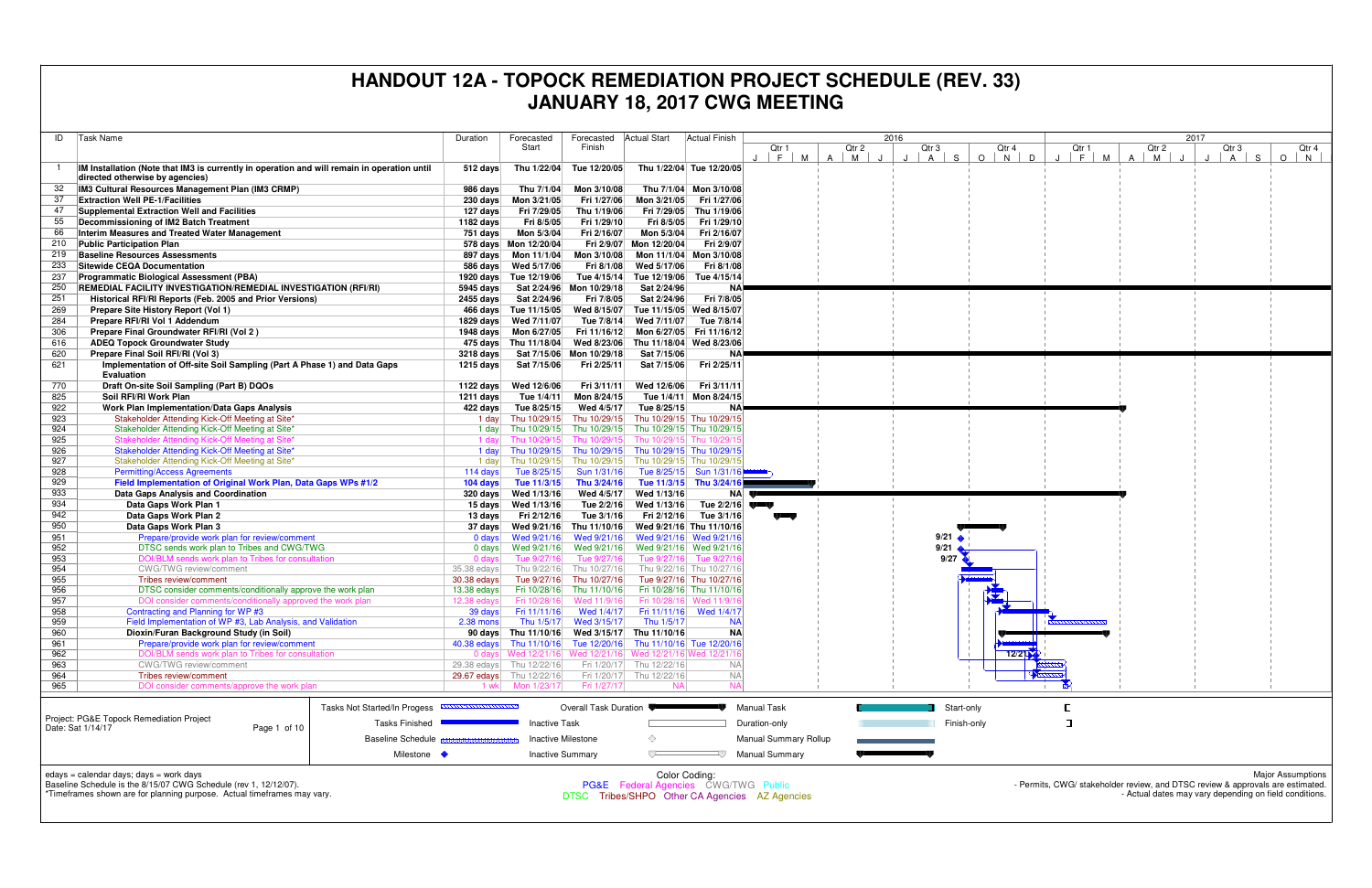# HANDOUT 12A - TOPOCK REMEDIATION PROJECT SCHEDULE (REV. 33)
## JANUARY 18, 2017 CWG MEETING

| ID | Task Name | Duration | Forecasted Start | Forecasted Finish | Actual Start | Actual Finish |
|---|---|---|---|---|---|---|
| 1 | **IM Installation (Note that IM3 is currently in operation and will remain in operation until directed otherwise by agencies)** | **512 days** | **Thu 1/22/04** | **Tue 12/20/05** | **Thu 1/22/04** | **Tue 12/20/05** |
| 32 | **IM3 Cultural Resources Management Plan (IM3 CRMP)** | **986 days** | **Thu 7/1/04** | **Mon 3/10/08** | **Thu 7/1/04** | **Mon 3/10/08** |
| 37 | **Extraction Well PE-1/Facilities** | **230 days** | **Mon 3/21/05** | **Fri 1/27/06** | **Mon 3/21/05** | **Fri 1/27/06** |
| 47 | **Supplemental Extraction Well and Facilities** | **127 days** | **Fri 7/29/05** | **Thu 1/19/06** | **Fri 7/29/05** | **Thu 1/19/06** |
| 55 | **Decommissioning of IM2 Batch Treatment** | **1182 days** | **Fri 8/5/05** | **Fri 1/29/10** | **Fri 8/5/05** | **Fri 1/29/10** |
| 66 | **Interim Measures and Treated Water Management** | **751 days** | **Mon 5/3/04** | **Fri 2/16/07** | **Mon 5/3/04** | **Fri 2/16/07** |
| 210 | **Public Participation Plan** | **578 days** | **Mon 12/20/04** | **Fri 2/9/07** | **Mon 12/20/04** | **Fri 2/9/07** |
| 219 | **Baseline Resources Assessments** | **897 days** | **Mon 11/1/04** | **Mon 3/10/08** | **Mon 11/1/04** | **Mon 3/10/08** |
| 233 | **Sitewide CEQA Documentation** | **586 days** | **Wed 5/17/06** | **Fri 8/1/08** | **Wed 5/17/06** | **Fri 8/1/08** |
| 237 | **Programmatic Biological Assessment (PBA)** | **1920 days** | **Tue 12/19/06** | **Tue 4/15/14** | **Tue 12/19/06** | **Tue 4/15/14** |
| 250 | **REMEDIAL FACILITY INVESTIGATION/REMEDIAL INVESTIGATION (RFI/RI)** | **5945 days** | **Sat 2/24/96** | **Mon 10/29/18** | **Sat 2/24/96** | **NA** |
| 251 | **Historical RFI/RI Reports (Feb. 2005 and Prior Versions)** | **2455 days** | **Sat 2/24/96** | **Fri 7/8/05** | **Sat 2/24/96** | **Fri 7/8/05** |
| 269 | **Prepare Site History Report (Vol 1)** | **466 days** | **Tue 11/15/05** | **Wed 8/15/07** | **Tue 11/15/05** | **Wed 8/15/07** |
| 284 | **Prepare RFI/RI Vol 1 Addendum** | **1829 days** | **Wed 7/11/07** | **Tue 7/8/14** | **Wed 7/11/07** | **Tue 7/8/14** |
| 306 | **Prepare Final Groundwater RFI/RI (Vol 2 )** | **1948 days** | **Mon 6/27/05** | **Fri 11/16/12** | **Mon 6/27/05** | **Fri 11/16/12** |
| 616 | **ADEQ Topock Groundwater Study** | **475 days** | **Thu 11/18/04** | **Wed 8/23/06** | **Thu 11/18/04** | **Wed 8/23/06** |
| 620 | **Prepare Final Soil RFI/RI (Vol 3)** | **3218 days** | **Sat 7/15/06** | **Mon 10/29/18** | **Sat 7/15/06** | **NA** |
| 621 | **Implementation of Off-site Soil Sampling (Part A Phase 1) and Data Gaps Evaluation** | **1215 days** | **Sat 7/15/06** | **Fri 2/25/11** | **Sat 7/15/06** | **Fri 2/25/11** |
| 770 | **Draft On-site Soil Sampling (Part B) DQOs** | **1122 days** | **Wed 12/6/06** | **Fri 3/11/11** | **Wed 12/6/06** | **Fri 3/11/11** |
| 825 | **Soil RFI/RI Work Plan** | **1211 days** | **Tue 1/4/11** | **Mon 8/24/15** | **Tue 1/4/11** | **Mon 8/24/15** |
| 922 | **Work Plan Implementation/Data Gaps Analysis** | **422 days** | **Tue 8/25/15** | **Wed 4/5/17** | **Tue 8/25/15** | **NA** |
| 923 | Stakeholder Attending Kick-Off Meeting at Site* | 1 day | Thu 10/29/15 | Thu 10/29/15 | Thu 10/29/15 | Thu 10/29/15 |
| 924 | Stakeholder Attending Kick-Off Meeting at Site* | 1 day | Thu 10/29/15 | Thu 10/29/15 | Thu 10/29/15 | Thu 10/29/15 |
| 925 | Stakeholder Attending Kick-Off Meeting at Site* | 1 day | Thu 10/29/15 | Thu 10/29/15 | Thu 10/29/15 | Thu 10/29/15 |
| 926 | Stakeholder Attending Kick-Off Meeting at Site* | 1 day | Thu 10/29/15 | Thu 10/29/15 | Thu 10/29/15 | Thu 10/29/15 |
| 927 | Stakeholder Attending Kick-Off Meeting at Site* | 1 day | Thu 10/29/15 | Thu 10/29/15 | Thu 10/29/15 | Thu 10/29/15 |
| 928 | Permitting/Access Agreements | 114 days | Tue 8/25/15 | Sun 1/31/16 | Tue 8/25/15 | Sun 1/31/16 |
| 929 | **Field Implementation of Original Work Plan, Data Gaps WPs #1/2** | **104 days** | **Tue 11/3/15** | **Thu 3/24/16** | **Tue 11/3/15** | **Thu 3/24/16** |
| 933 | **Data Gaps Analysis and Coordination** | **320 days** | **Wed 1/13/16** | **Wed 4/5/17** | **Wed 1/13/16** | **NA** |
| 934 | **Data Gaps Work Plan 1** | **15 days** | **Wed 1/13/16** | **Tue 2/2/16** | **Wed 1/13/16** | **Tue 2/2/16** |
| 942 | **Data Gaps Work Plan 2** | **13 days** | **Fri 2/12/16** | **Tue 3/1/16** | **Fri 2/12/16** | **Tue 3/1/16** |
| 950 | **Data Gaps Work Plan 3** | **37 days** | **Wed 9/21/16** | **Thu 11/10/16** | **Wed 9/21/16** | **Thu 11/10/16** |
| 951 | Prepare/provide work plan for review/comment | 0 days | Wed 9/21/16 | Wed 9/21/16 | Wed 9/21/16 | Wed 9/21/16 |
| 952 | DTSC sends work plan to Tribes and CWG/TWG | 0 days | Wed 9/21/16 | Wed 9/21/16 | Wed 9/21/16 | Wed 9/21/16 |
| 953 | DOI/BLM sends work plan to Tribes for consultation | 0 days | Tue 9/27/16 | Tue 9/27/16 | Tue 9/27/16 | Tue 9/27/16 |
| 954 | CWG/TWG review/comment | 35.38 edays | Thu 9/22/16 | Thu 10/27/16 | Thu 9/22/16 | Thu 10/27/16 |
| 955 | Tribes review/comment | 30.38 edays | Tue 9/27/16 | Thu 10/27/16 | Tue 9/27/16 | Thu 10/27/16 |
| 956 | DTSC consider comments/conditionally approve the work plan | 13.38 edays | Fri 10/28/16 | Thu 11/10/16 | Fri 10/28/16 | Thu 11/10/16 |
| 957 | DOI consider comments/conditionally approved the work plan | 12.38 edays | Fri 10/28/16 | Wed 11/9/16 | Fri 10/28/16 | Wed 11/9/16 |
| 958 | Contracting and Planning for WP #3 | 39 days | Fri 11/11/16 | Wed 1/4/17 | Fri 11/11/16 | Wed 1/4/17 |
| 959 | Field Implementation of WP #3, Lab Analysis, and Validation | 2.38 mons | Thu 1/5/17 | Wed 3/15/17 | Thu 1/5/17 | NA |
| 960 | **Dioxin/Furan Background Study (in Soil)** | **90 days** | **Thu 11/10/16** | **Wed 3/15/17** | **Thu 11/10/16** | **NA** |
| 961 | Prepare/provide work plan for review/comment | 40.38 edays | Thu 11/10/16 | Tue 12/20/16 | Thu 11/10/16 | Tue 12/20/16 |
| 962 | DOI/BLM sends work plan to Tribes for consultation | 0 days | Wed 12/21/16 | Wed 12/21/16 | Wed 12/21/16 | Wed 12/21/16 |
| 963 | CWG/TWG review/comment | 29.38 edays | Thu 12/22/16 | Fri 1/20/17 | Thu 12/22/16 | NA |
| 964 | Tribes review/comment | 29.67 edays | Thu 12/22/16 | Fri 1/20/17 | Thu 12/22/16 | NA |
| 965 | DOI consider comments/approve the work plan | 1 wk | Mon 1/23/17 | Fri 1/27/17 | NA | NA |

Project: PG&E Topock Remediation Project
Date: Sat 1/14/17

Legend: Tasks Not Started/In Progess; Tasks Finished; Baseline Schedule; Milestone; Overall Task Duration; Inactive Task; Inactive Milestone; Inactive Summary; Manual Task; Duration-only; Manual Summary Rollup; Manual Summary; Start-only; Finish-only

edays = calendar days; days = work days
Baseline Schedule is the 8/15/07 CWG Schedule (rev 1, 12/12/07).
*Timeframes shown are for planning purpose. Actual timeframes may vary.

Color Coding:
PG&E Federal Agencies CWG/TWG Public
DTSC Tribes/SHPO Other CA Agencies AZ Agencies

Major Assumptions
- Permits, CWG/ stakeholder review, and DTSC review & approvals are estimated.
- Actual dates may vary depending on field conditions.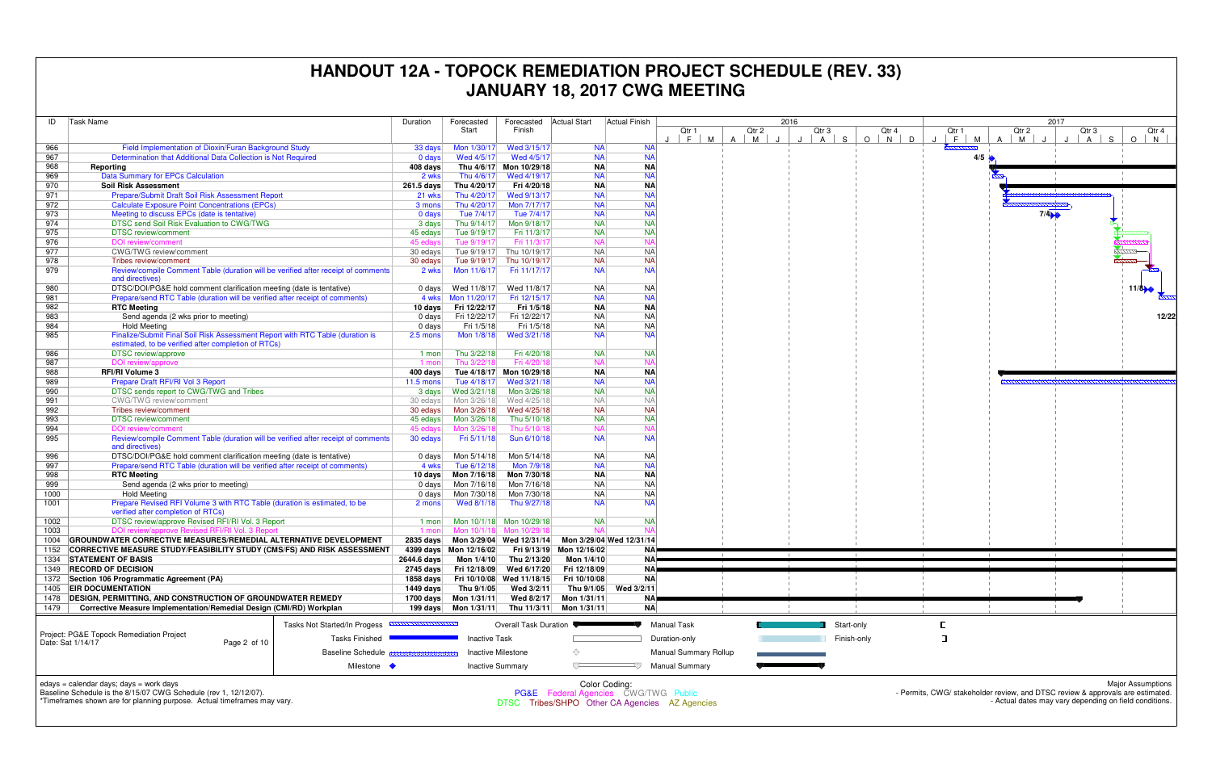# HANDOUT 12A - TOPOCK REMEDIATION PROJECT SCHEDULE (REV. 33)
# JANUARY 18, 2017 CWG MEETING

| ID | Task Name | Duration | Forecasted Start | Forecasted Finish | Actual Start | Actual Finish |
|---|---|---|---|---|---|---|
| 966 | Field Implementation of Dioxin/Furan Background Study | 33 days | Mon 1/30/17 | Wed 3/15/17 | NA | NA |
| 967 | Determination that Additional Data Collection is Not Required | 0 days | Wed 4/5/17 | Wed 4/5/17 | NA | NA |
| 968 | **Reporting** | **408 days** | **Thu 4/6/17** | **Mon 10/29/18** | **NA** | **NA** |
| 969 | Data Summary for EPCs Calculation | 2 wks | Thu 4/6/17 | Wed 4/19/17 | NA | NA |
| 970 | **Soil Risk Assessment** | **261.5 days** | **Thu 4/20/17** | **Fri 4/20/18** | **NA** | **NA** |
| 971 | Prepare/Submit Draft Soil Risk Assessment Report | 21 wks | Thu 4/20/17 | Wed 9/13/17 | NA | NA |
| 972 | Calculate Exposure Point Concentrations (EPCs) | 3 mons | Thu 4/20/17 | Mon 7/17/17 | NA | NA |
| 973 | Meeting to discuss EPCs (date is tentative) | 0 days | Tue 7/4/17 | Tue 7/4/17 | NA | NA |
| 974 | DTSC send Soil Risk Evaluation to CWG/TWG | 3 days | Thu 9/14/17 | Mon 9/18/17 | NA | NA |
| 975 | DTSC review/comment | 45 edays | Tue 9/19/17 | Fri 11/3/17 | NA | NA |
| 976 | DOI review/comment | 45 edays | Tue 9/19/17 | Fri 11/3/17 | NA | NA |
| 977 | CWG/TWG review/comment | 30 edays | Tue 9/19/17 | Thu 10/19/17 | NA | NA |
| 978 | Tribes review/comment | 30 edays | Tue 9/19/17 | Thu 10/19/17 | NA | NA |
| 979 | Review/compile Comment Table (duration will be verified after receipt of comments and directives) | 2 wks | Mon 11/6/17 | Fri 11/17/17 | NA | NA |
| 980 | DTSC/DOI/PG&E hold comment clarification meeting (date is tentative) | 0 days | Wed 11/8/17 | Wed 11/8/17 | NA | NA |
| 981 | Prepare/send RTC Table (duration will be verified after receipt of comments) | 4 wks | Mon 11/20/17 | Fri 12/15/17 | NA | NA |
| 982 | **RTC Meeting** | **10 days** | **Fri 12/22/17** | **Fri 1/5/18** | **NA** | **NA** |
| 983 | Send agenda (2 wks prior to meeting) | 0 days | Fri 12/22/17 | Fri 12/22/17 | NA | NA |
| 984 | Hold Meeting | 0 days | Fri 1/5/18 | Fri 1/5/18 | NA | NA |
| 985 | Finalize/Submit Final Soil Risk Assessment Report with RTC Table (duration is estimated, to be verified after completion of RTCs) | 2.5 mons | Mon 1/8/18 | Wed 3/21/18 | NA | NA |
| 986 | DTSC review/approve | 1 mon | Thu 3/22/18 | Fri 4/20/18 | NA | NA |
| 987 | DOI review/approve | 1 mon | Thu 3/22/18 | Fri 4/20/18 | NA | NA |
| 988 | **RFI/RI Volume 3** | **400 days** | **Tue 4/18/17** | **Mon 10/29/18** | **NA** | **NA** |
| 989 | Prepare Draft RFI/RI Vol 3 Report | 11.5 mons | Tue 4/18/17 | Wed 3/21/18 | NA | NA |
| 990 | DTSC sends report to CWG/TWG and Tribes | 3 days | Wed 3/21/18 | Mon 3/26/18 | NA | NA |
| 991 | CWG/TWG review/comment | 30 edays | Mon 3/26/18 | Wed 4/25/18 | NA | NA |
| 992 | Tribes review/comment | 30 edays | Mon 3/26/18 | Wed 4/25/18 | NA | NA |
| 993 | DTSC review/comment | 45 edays | Mon 3/26/18 | Thu 5/10/18 | NA | NA |
| 994 | DOI review/comment | 45 edays | Mon 3/26/18 | Thu 5/10/18 | NA | NA |
| 995 | Review/compile Comment Table (duration will be verified after receipt of comments and directives) | 30 edays | Fri 5/11/18 | Sun 6/10/18 | NA | NA |
| 996 | DTSC/DOI/PG&E hold comment clarification meeting (date is tentative) | 0 days | Mon 5/14/18 | Mon 5/14/18 | NA | NA |
| 997 | Prepare/send RTC Table (duration will be verified after receipt of comments) | 4 wks | Tue 6/12/18 | Mon 7/9/18 | NA | NA |
| 998 | **RTC Meeting** | **10 days** | **Mon 7/16/18** | **Mon 7/30/18** | **NA** | **NA** |
| 999 | Send agenda (2 wks prior to meeting) | 0 days | Mon 7/16/18 | Mon 7/16/18 | NA | NA |
| 1000 | Hold Meeting | 0 days | Mon 7/30/18 | Mon 7/30/18 | NA | NA |
| 1001 | Prepare Revised RFI Volume 3 with RTC Table (duration is estimated, to be verified after completion of RTCs) | 2 mons | Wed 8/1/18 | Thu 9/27/18 | NA | NA |
| 1002 | DTSC review/approve Revised RFI/RI Vol. 3 Report | 1 mon | Mon 10/1/18 | Mon 10/29/18 | NA | NA |
| 1003 | DOI review/approve Revised RFI/RI Vol. 3 Report | 1 mon | Mon 10/1/18 | Mon 10/29/18 | NA | NA |
| 1004 | **GROUNDWATER CORRECTIVE MEASURES/REMEDIAL ALTERNATIVE DEVELOPMENT** | **2835 days** | **Mon 3/29/04** | **Wed 12/31/14** | **Mon 3/29/04** | **Wed 12/31/14** |
| 1152 | **CORRECTIVE MEASURE STUDY/FEASIBILITY STUDY (CMS/FS) AND RISK ASSESSMENT** | **4399 days** | **Mon 12/16/02** | **Fri 9/13/19** | **Mon 12/16/02** | **NA** |
| 1334 | **STATEMENT OF BASIS** | **2644.6 days** | **Mon 1/4/10** | **Thu 2/13/20** | **Mon 1/4/10** | **NA** |
| 1349 | **RECORD OF DECISION** | **2745 days** | **Fri 12/18/09** | **Wed 6/17/20** | **Fri 12/18/09** | **NA** |
| 1372 | **Section 106 Programmatic Agreement (PA)** | **1858 days** | **Fri 10/10/08** | **Wed 11/18/15** | **Fri 10/10/08** | **NA** |
| 1405 | **EIR DOCUMENTATION** | **1449 days** | **Thu 9/1/05** | **Wed 3/2/11** | **Thu 9/1/05** | **Wed 3/2/11** |
| 1478 | **DESIGN, PERMITTING, AND CONSTRUCTION OF GROUNDWATER REMEDY** | **1700 days** | **Mon 1/31/11** | **Wed 8/2/17** | **Mon 1/31/11** | **NA** |
| 1479 | **Corrective Measure Implementation/Remedial Design (CMI/RD) Workplan** | **199 days** | **Mon 1/31/11** | **Thu 11/3/11** | **Mon 1/31/11** | **NA** |

Project: PG&E Topock Remediation Project
Date: Sat 1/14/17

Legend: Tasks Not Started/In Progess; Tasks Finished; Baseline Schedule; Milestone; Overall Task Duration; Inactive Task; Inactive Milestone; Inactive Summary; Manual Task; Duration-only; Manual Summary Rollup; Manual Summary; Start-only; Finish-only

edays = calendar days; days = work days
Baseline Schedule is the 8/15/07 CWG Schedule (rev 1, 12/12/07).
*Timeframes shown are for planning purpose. Actual timeframes may vary.

Color Coding:
PG&E Federal Agencies CWG/TWG Public
DTSC Tribes/SHPO Other CA Agencies AZ Agencies

Major Assumptions
- Permits, CWG/ stakeholder review, and DTSC review & approvals are estimated.
- Actual dates may vary depending on field conditions.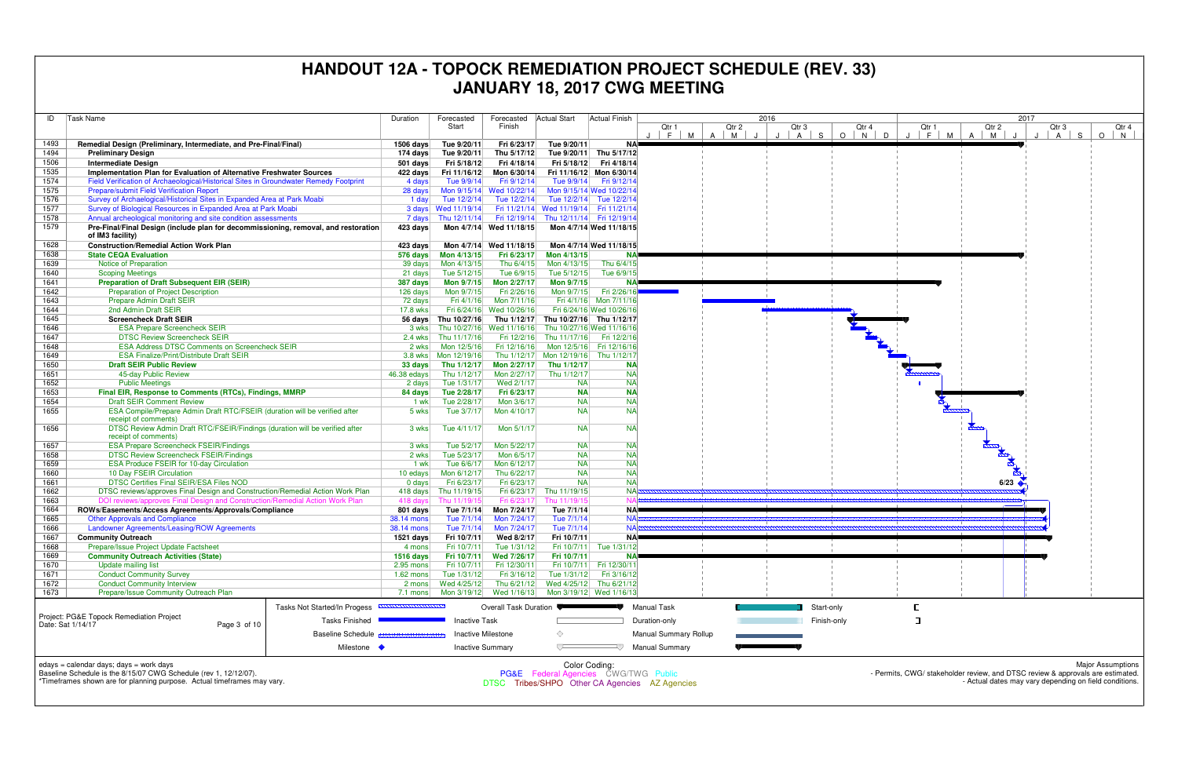# HANDOUT 12A - TOPOCK REMEDIATION PROJECT SCHEDULE (REV. 33)
# JANUARY 18, 2017 CWG MEETING

| ID | Task Name | Duration | Forecasted Start | Forecasted Finish | Actual Start | Actual Finish |
|---|---|---|---|---|---|---|
| 1493 | **Remedial Design (Preliminary, Intermediate, and Pre-Final/Final)** | **1506 days** | **Tue 9/20/11** | **Fri 6/23/17** | **Tue 9/20/11** | **NA** |
| 1494 | **Preliminary Design** | **174 days** | **Tue 9/20/11** | **Thu 5/17/12** | **Tue 9/20/11** | **Thu 5/17/12** |
| 1506 | **Intermediate Design** | **501 days** | **Fri 5/18/12** | **Fri 4/18/14** | **Fri 5/18/12** | **Fri 4/18/14** |
| 1535 | **Implementation Plan for Evaluation of Alternative Freshwater Sources** | **422 days** | **Fri 11/16/12** | **Mon 6/30/14** | **Fri 11/16/12** | **Mon 6/30/14** |
| 1574 | Field Verification of Archaeological/Historical Sites in Groundwater Remedy Footprint | 4 days | Tue 9/9/14 | Fri 9/12/14 | Tue 9/9/14 | Fri 9/12/14 |
| 1575 | Prepare/submit Field Verification Report | 28 days | Mon 9/15/14 | Wed 10/22/14 | Mon 9/15/14 | Wed 10/22/14 |
| 1576 | Survey of Archaeological/Historical Sites in Expanded Area at Park Moabi | 1 day | Tue 12/2/14 | Tue 12/2/14 | Tue 12/2/14 | Tue 12/2/14 |
| 1577 | Survey of Biological Resources in Expanded Area at Park Moabi | 3 days | Wed 11/19/14 | Fri 11/21/14 | Wed 11/19/14 | Fri 11/21/14 |
| 1578 | Annual archeological monitoring and site condition assessments | 7 days | Thu 12/11/14 | Fri 12/19/14 | Thu 12/11/14 | Fri 12/19/14 |
| 1579 | **Pre-Final/Final Design (include plan for decommissioning, removal, and restoration of IM3 facility)** | **423 days** | **Mon 4/7/14** | **Wed 11/18/15** | **Mon 4/7/14** | **Wed 11/18/15** |
| 1628 | **Construction/Remedial Action Work Plan** | **423 days** | **Mon 4/7/14** | **Wed 11/18/15** | **Mon 4/7/14** | **Wed 11/18/15** |
| 1638 | **State CEQA Evaluation** | **576 days** | **Mon 4/13/15** | **Fri 6/23/17** | **Mon 4/13/15** | **NA** |
| 1639 | Notice of Preparation | 39 days | Mon 4/13/15 | Thu 6/4/15 | Mon 4/13/15 | Thu 6/4/15 |
| 1640 | Scoping Meetings | 21 days | Tue 5/12/15 | Tue 6/9/15 | Tue 5/12/15 | Tue 6/9/15 |
| 1641 | **Preparation of Draft Subsequent EIR (SEIR)** | **387 days** | **Mon 9/7/15** | **Mon 2/27/17** | **Mon 9/7/15** | **NA** |
| 1642 | Preparation of Project Description | 126 days | Mon 9/7/15 | Fri 2/26/16 | Mon 9/7/15 | Fri 2/26/16 |
| 1643 | Prepare Admin Draft SEIR | 72 days | Fri 4/1/16 | Mon 7/11/16 | Fri 4/1/16 | Mon 7/11/16 |
| 1644 | 2nd Admin Draft SEIR | 17.8 wks | Fri 6/24/16 | Wed 10/26/16 | Fri 6/24/16 | Wed 10/26/16 |
| 1645 | **Screencheck Draft SEIR** | **56 days** | **Thu 10/27/16** | **Thu 1/12/17** | **Thu 10/27/16** | **Thu 1/12/17** |
| 1646 | ESA Prepare Screencheck SEIR | 3 wks | Thu 10/27/16 | Wed 11/16/16 | Thu 10/27/16 | Wed 11/16/16 |
| 1647 | DTSC Review Screencheck SEIR | 2.4 wks | Thu 11/17/16 | Fri 12/2/16 | Thu 11/17/16 | Fri 12/2/16 |
| 1648 | ESA Address DTSC Comments on Screencheck SEIR | 2 wks | Mon 12/5/16 | Fri 12/16/16 | Mon 12/5/16 | Fri 12/16/16 |
| 1649 | ESA Finalize/Print/Distribute Draft SEIR | 3.8 wks | Mon 12/19/16 | Thu 1/12/17 | Mon 12/19/16 | Thu 1/12/17 |
| 1650 | **Draft SEIR Public Review** | **33 days** | **Thu 1/12/17** | **Mon 2/27/17** | **Thu 1/12/17** | **NA** |
| 1651 | 45-day Public Review | 46.38 edays | Thu 1/12/17 | Mon 2/27/17 | Thu 1/12/17 | NA |
| 1652 | Public Meetings | 2 days | Tue 1/31/17 | Wed 2/1/17 | NA | NA |
| 1653 | **Final EIR, Response to Comments (RTCs), Findings, MMRP** | **84 days** | **Tue 2/28/17** | **Fri 6/23/17** | **NA** | **NA** |
| 1654 | Draft SEIR Comment Review | 1 wk | Tue 2/28/17 | Mon 3/6/17 | NA | NA |
| 1655 | ESA Compile/Prepare Admin Draft RTC/FSEIR (duration will be verified after receipt of comments) | 5 wks | Tue 3/7/17 | Mon 4/10/17 | NA | NA |
| 1656 | DTSC Review Admin Draft RTC/FSEIR/Findings (duration will be verified after receipt of comments) | 3 wks | Tue 4/11/17 | Mon 5/1/17 | NA | NA |
| 1657 | ESA Prepare Screencheck FSEIR/Findings | 3 wks | Tue 5/2/17 | Mon 5/22/17 | NA | NA |
| 1658 | DTSC Review Screencheck FSEIR/Findings | 2 wks | Tue 5/23/17 | Mon 6/5/17 | NA | NA |
| 1659 | ESA Produce FSEIR for 10-day Circulation | 1 wk | Tue 6/6/17 | Mon 6/12/17 | NA | NA |
| 1660 | 10 Day FSEIR Circulation | 10 edays | Mon 6/12/17 | Thu 6/22/17 | NA | NA |
| 1661 | DTSC Certifies Final SEIR/ESA Files NOD | 0 days | Fri 6/23/17 | Fri 6/23/17 | NA | NA |
| 1662 | DTSC reviews/approves Final Design and Construction/Remedial Action Work Plan | 418 days | Thu 11/19/15 | Fri 6/23/17 | Thu 11/19/15 | NA |
| 1663 | DOI reviews/approves Final Design and Construction/Remedial Action Work Plan | 418 days | Thu 11/19/15 | Fri 6/23/17 | Thu 11/19/15 | NA |
| 1664 | **ROWs/Easements/Access Agreements/Approvals/Compliance** | **801 days** | **Tue 7/1/14** | **Mon 7/24/17** | **Tue 7/1/14** | **NA** |
| 1665 | Other Approvals and Compliance | 38.14 mons | Tue 7/1/14 | Mon 7/24/17 | Tue 7/1/14 | NA |
| 1666 | Landowner Agreements/Leasing/ROW Agreements | 38.14 mons | Tue 7/1/14 | Mon 7/24/17 | Tue 7/1/14 | NA |
| 1667 | **Community Outreach** | **1521 days** | **Fri 10/7/11** | **Wed 8/2/17** | **Fri 10/7/11** | **NA** |
| 1668 | Prepare/Issue Project Update Factsheet | 4 mons | Fri 10/7/11 | Tue 1/31/12 | Fri 10/7/11 | Tue 1/31/12 |
| 1669 | **Community Outreach Activities (State)** | **1516 days** | **Fri 10/7/11** | **Wed 7/26/17** | **Fri 10/7/11** | **NA** |
| 1670 | Update mailing list | 2.95 mons | Fri 10/7/11 | Fri 12/30/11 | Fri 10/7/11 | Fri 12/30/11 |
| 1671 | Conduct Community Survey | 1.62 mons | Tue 1/31/12 | Fri 3/16/12 | Tue 1/31/12 | Fri 3/16/12 |
| 1672 | Conduct Community Interview | 2 mons | Wed 4/25/12 | Thu 6/21/12 | Wed 4/25/12 | Thu 6/21/12 |
| 1673 | Prepare/Issue Community Outreach Plan | 7.1 mons | Mon 3/19/12 | Wed 1/16/13 | Mon 3/19/12 | Wed 1/16/13 |

Project: PG&E Topock Remediation Project
Date: Sat 1/14/17

Legend: Tasks Not Started/In Progess; Tasks Finished; Baseline Schedule; Milestone; Overall Task Duration; Inactive Task; Inactive Milestone; Inactive Summary; Manual Task; Duration-only; Manual Summary Rollup; Manual Summary; Start-only; Finish-only

edays = calendar days; days = work days
Baseline Schedule is the 8/15/07 CWG Schedule (rev 1, 12/12/07).
*Timeframes shown are for planning purpose. Actual timeframes may vary.

Color Coding: PG&E, Federal Agencies, CWG/TWG, Public, DTSC, Tribes/SHPO, Other CA Agencies, AZ Agencies

Major Assumptions
- Permits, CWG/ stakeholder review, and DTSC review & approvals are estimated.
- Actual dates may vary depending on field conditions.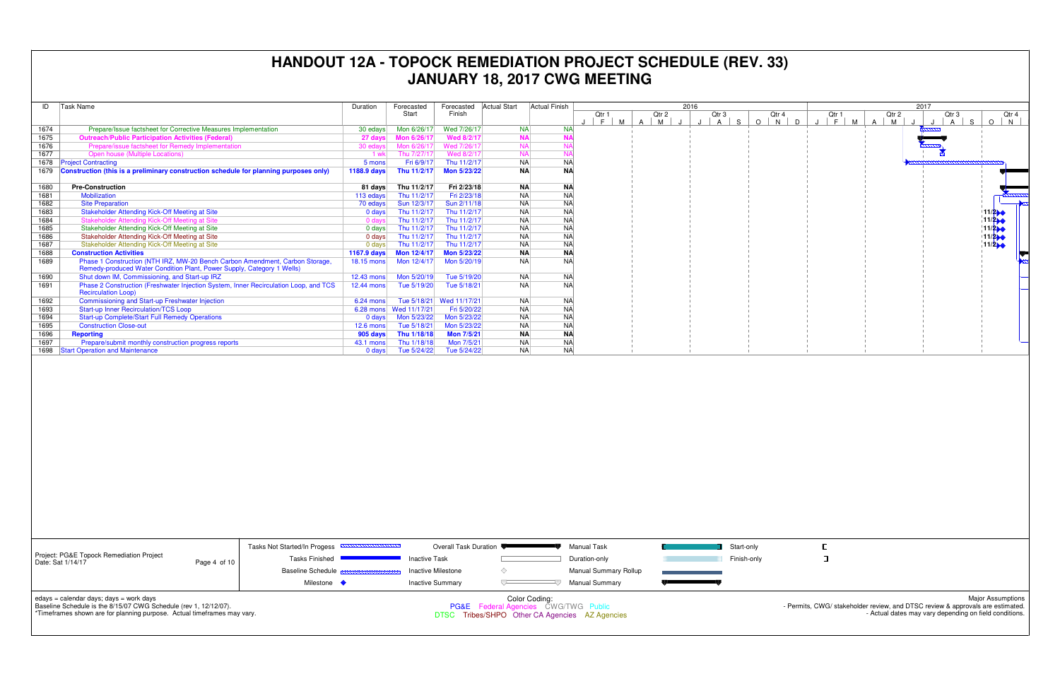# HANDOUT 12A - TOPOCK REMEDIATION PROJECT SCHEDULE (REV. 33)
## JANUARY 18, 2017 CWG MEETING

| ID | Task Name | Duration | Forecasted Start | Forecasted Finish | Actual Start | Actual Finish |
|---|---|---|---|---|---|---|
| 1674 | Prepare/Issue factsheet for Corrective Measures Implementation | 30 edays | Mon 6/26/17 | Wed 7/26/17 | NA | NA |
| 1675 | **Outreach/Public Participation Activities (Federal)** | **27 days** | **Mon 6/26/17** | **Wed 8/2/17** | **NA** | **NA** |
| 1676 | Prepare/issue factsheet for Remedy Implementation | 30 edays | Mon 6/26/17 | Wed 7/26/17 | NA | NA |
| 1677 | Open house (Multiple Locations) | 1 wk | Thu 7/27/17 | Wed 8/2/17 | NA | NA |
| 1678 | Project Contracting | 5 mons | Fri 6/9/17 | Thu 11/2/17 | NA | NA |
| 1679 | **Construction (this is a preliminary construction schedule for planning purposes only)** | **1188.9 days** | **Thu 11/2/17** | **Mon 5/23/22** | **NA** | **NA** |
| 1680 | **Pre-Construction** | **81 days** | **Thu 11/2/17** | **Fri 2/23/18** | **NA** | **NA** |
| 1681 | Mobilization | 113 edays | Thu 11/2/17 | Fri 2/23/18 | NA | NA |
| 1682 | Site Preparation | 70 edays | Sun 12/3/17 | Sun 2/11/18 | NA | NA |
| 1683 | Stakeholder Attending Kick-Off Meeting at Site | 0 days | Thu 11/2/17 | Thu 11/2/17 | NA | NA |
| 1684 | Stakeholder Attending Kick-Off Meeting at Site | 0 days | Thu 11/2/17 | Thu 11/2/17 | NA | NA |
| 1685 | Stakeholder Attending Kick-Off Meeting at Site | 0 days | Thu 11/2/17 | Thu 11/2/17 | NA | NA |
| 1686 | Stakeholder Attending Kick-Off Meeting at Site | 0 days | Thu 11/2/17 | Thu 11/2/17 | NA | NA |
| 1687 | Stakeholder Attending Kick-Off Meeting at Site | 0 days | Thu 11/2/17 | Thu 11/2/17 | NA | NA |
| 1688 | **Construction Activities** | **1167.9 days** | **Mon 12/4/17** | **Mon 5/23/22** | **NA** | **NA** |
| 1689 | Phase 1 Construction (NTH IRZ, MW-20 Bench Carbon Amendment, Carbon Storage, Remedy-produced Water Condition Plant, Power Supply, Category 1 Wells) | 18.15 mons | Mon 12/4/17 | Mon 5/20/19 | NA | NA |
| 1690 | Shut down IM, Commissioning, and Start-up IRZ | 12.43 mons | Mon 5/20/19 | Tue 5/19/20 | NA | NA |
| 1691 | Phase 2 Construction (Freshwater Injection System, Inner Recirculation Loop, and TCS Recirculation Loop) | 12.44 mons | Tue 5/19/20 | Tue 5/18/21 | NA | NA |
| 1692 | Commissioning and Start-up Freshwater Injection | 6.24 mons | Tue 5/18/21 | Wed 11/17/21 | NA | NA |
| 1693 | Start-up Inner Recirculation/TCS Loop | 6.28 mons | Wed 11/17/21 | Fri 5/20/22 | NA | NA |
| 1694 | Start-up Complete/Start Full Remedy Operations | 0 days | Mon 5/23/22 | Mon 5/23/22 | NA | NA |
| 1695 | Construction Close-out | 12.6 mons | Tue 5/18/21 | Mon 5/23/22 | NA | NA |
| 1696 | **Reporting** | **905 days** | **Thu 1/18/18** | **Mon 7/5/21** | **NA** | **NA** |
| 1697 | Prepare/submit monthly construction progress reports | 43.1 mons | Thu 1/18/18 | Mon 7/5/21 | NA | NA |
| 1698 | Start Operation and Maintenance | 0 days | Tue 5/24/22 | Tue 5/24/22 | NA | NA |

2016: Qtr 1, Qtr 2, Qtr 3, Qtr 4 — J F M A M J J A S O N D
2017: Qtr 1, Qtr 2, Qtr 3, Qtr 4 — J F M A M J J A S O N

11/2
11/2
11/2
11/2
11/2

Project: PG&E Topock Remediation Project
Date: Sat 1/14/17

Legend: Tasks Not Started/In Progess; Tasks Finished; Baseline Schedule; Milestone; Overall Task Duration; Inactive Task; Inactive Milestone; Inactive Summary; Manual Task; Duration-only; Manual Summary Rollup; Manual Summary; Start-only; Finish-only

edays = calendar days; days = work days
Baseline Schedule is the 8/15/07 CWG Schedule (rev 1, 12/12/07).
*Timeframes shown are for planning purpose. Actual timeframes may vary.

Color Coding:
PG&E Federal Agencies CWG/TWG Public
DTSC Tribes/SHPO Other CA Agencies AZ Agencies

Major Assumptions
- Permits, CWG/ stakeholder review, and DTSC review & approvals are estimated.
- Actual dates may vary depending on field conditions.